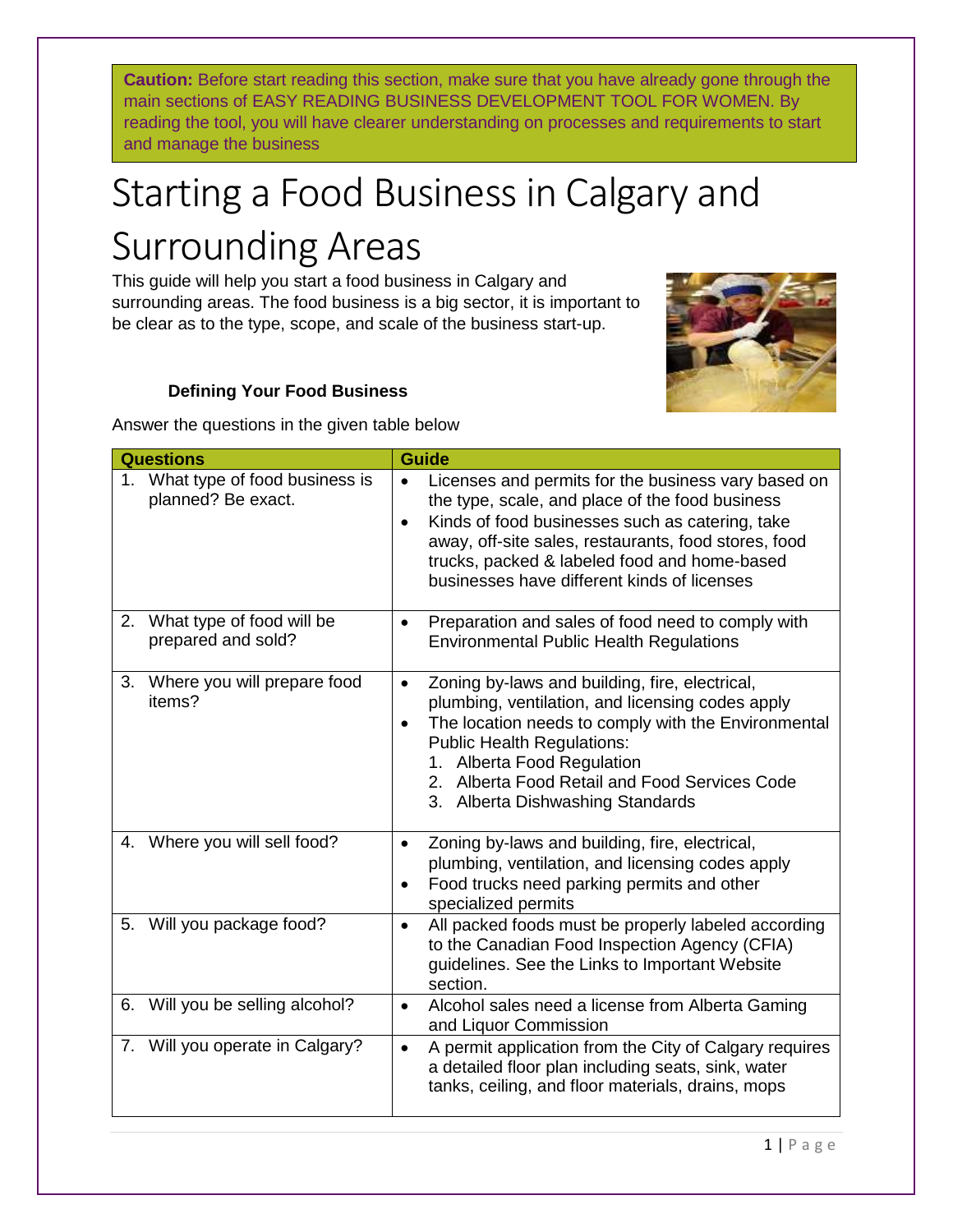**Caution:** Before start reading this section, make sure that you have already gone through the main sections of EASY READING BUSINESS DEVELOPMENT TOOL FOR WOMEN. By reading the tool, you will have clearer understanding on processes and requirements to start and manage the business

# Starting a Food Business in Calgary and Surrounding Areas

This guide will help you start a food business in Calgary and surrounding areas. The food business is a big sector, it is important to be clear as to the type, scope, and scale of the business start-up.

### Defining Your Food Business

Answer the questions in the given table below

| Questions | Guide |
|---|---|
| 1. What type of food business is planned? Be exact. | • Licenses and permits for the business vary based on the type, scale, and place of the food business<br>• Kinds of food businesses such as catering, take away, off-site sales, restaurants, food stores, food trucks, packed & labeled food and home-based businesses have different kinds of licenses |
| 2. What type of food will be prepared and sold? | • Preparation and sales of food need to comply with Environmental Public Health Regulations |
| 3. Where you will prepare food items? | • Zoning by-laws and building, fire, electrical, plumbing, ventilation, and licensing codes apply<br>• The location needs to comply with the Environmental Public Health Regulations:<br>1. Alberta Food Regulation<br>2. Alberta Food Retail and Food Services Code<br>3. Alberta Dishwashing Standards |
| 4. Where you will sell food? | • Zoning by-laws and building, fire, electrical, plumbing, ventilation, and licensing codes apply<br>• Food trucks need parking permits and other specialized permits |
| 5. Will you package food? | • All packed foods must be properly labeled according to the Canadian Food Inspection Agency (CFIA) guidelines. See the Links to Important Website section. |
| 6. Will you be selling alcohol? | • Alcohol sales need a license from Alberta Gaming and Liquor Commission |
| 7. Will you operate in Calgary? | • A permit application from the City of Calgary requires a detailed floor plan including seats, sink, water tanks, ceiling, and floor materials, drains, mops |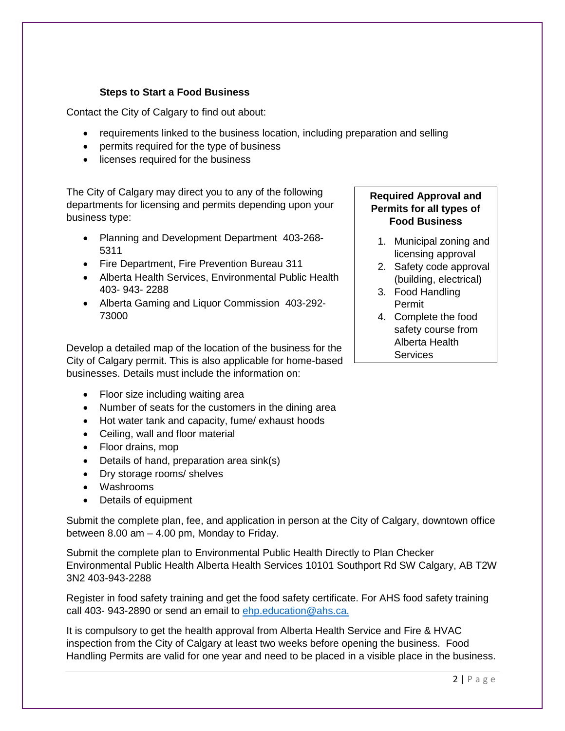### Steps to Start a Food Business

Contact the City of Calgary to find out about:

- requirements linked to the business location, including preparation and selling
- permits required for the type of business
- licenses required for the business

The City of Calgary may direct you to any of the following departments for licensing and permits depending upon your business type:

- Planning and Development Department 403-268-5311
- Fire Department, Fire Prevention Bureau 311
- Alberta Health Services, Environmental Public Health 403- 943- 2288
- Alberta Gaming and Liquor Commission 403-292-73000

**Required Approval and Permits for all types of Food Business**

1. Municipal zoning and licensing approval
2. Safety code approval (building, electrical)
3. Food Handling Permit
4. Complete the food safety course from Alberta Health Services

Develop a detailed map of the location of the business for the City of Calgary permit. This is also applicable for home-based businesses. Details must include the information on:

- Floor size including waiting area
- Number of seats for the customers in the dining area
- Hot water tank and capacity, fume/ exhaust hoods
- Ceiling, wall and floor material
- Floor drains, mop
- Details of hand, preparation area sink(s)
- Dry storage rooms/ shelves
- Washrooms
- Details of equipment

Submit the complete plan, fee, and application in person at the City of Calgary, downtown office between 8.00 am – 4.00 pm, Monday to Friday.

Submit the complete plan to Environmental Public Health Directly to Plan Checker Environmental Public Health Alberta Health Services 10101 Southport Rd SW Calgary, AB T2W 3N2 403-943-2288

Register in food safety training and get the food safety certificate. For AHS food safety training call 403- 943-2890 or send an email to ehp.education@ahs.ca.

It is compulsory to get the health approval from Alberta Health Service and Fire & HVAC inspection from the City of Calgary at least two weeks before opening the business. Food Handling Permits are valid for one year and need to be placed in a visible place in the business.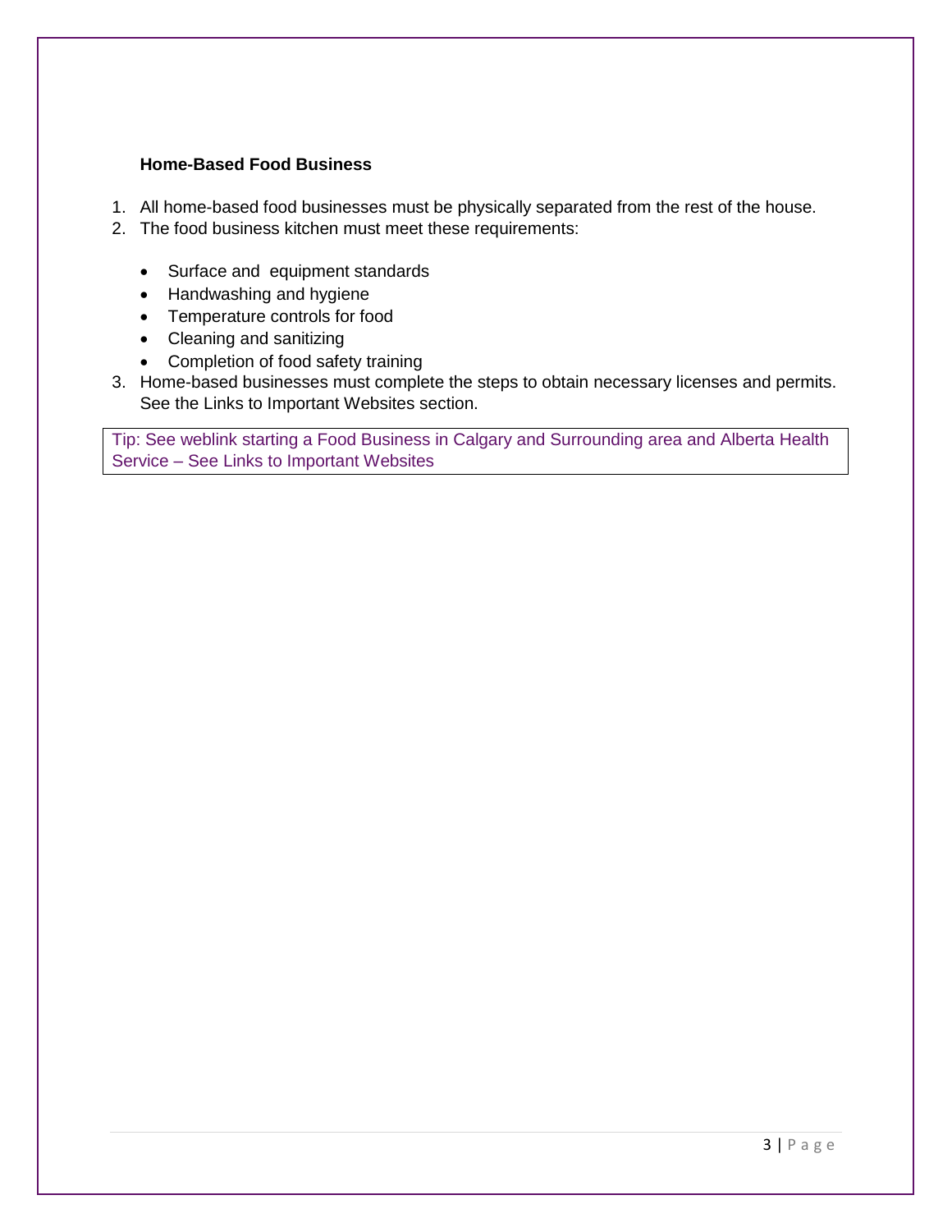### Home-Based Food Business

1. All home-based food businesses must be physically separated from the rest of the house.
2. The food business kitchen must meet these requirements:
   - Surface and equipment standards
   - Handwashing and hygiene
   - Temperature controls for food
   - Cleaning and sanitizing
   - Completion of food safety training
3. Home-based businesses must complete the steps to obtain necessary licenses and permits. See the Links to Important Websites section.

> Tip: See weblink starting a Food Business in Calgary and Surrounding area and Alberta Health Service – See Links to Important Websites